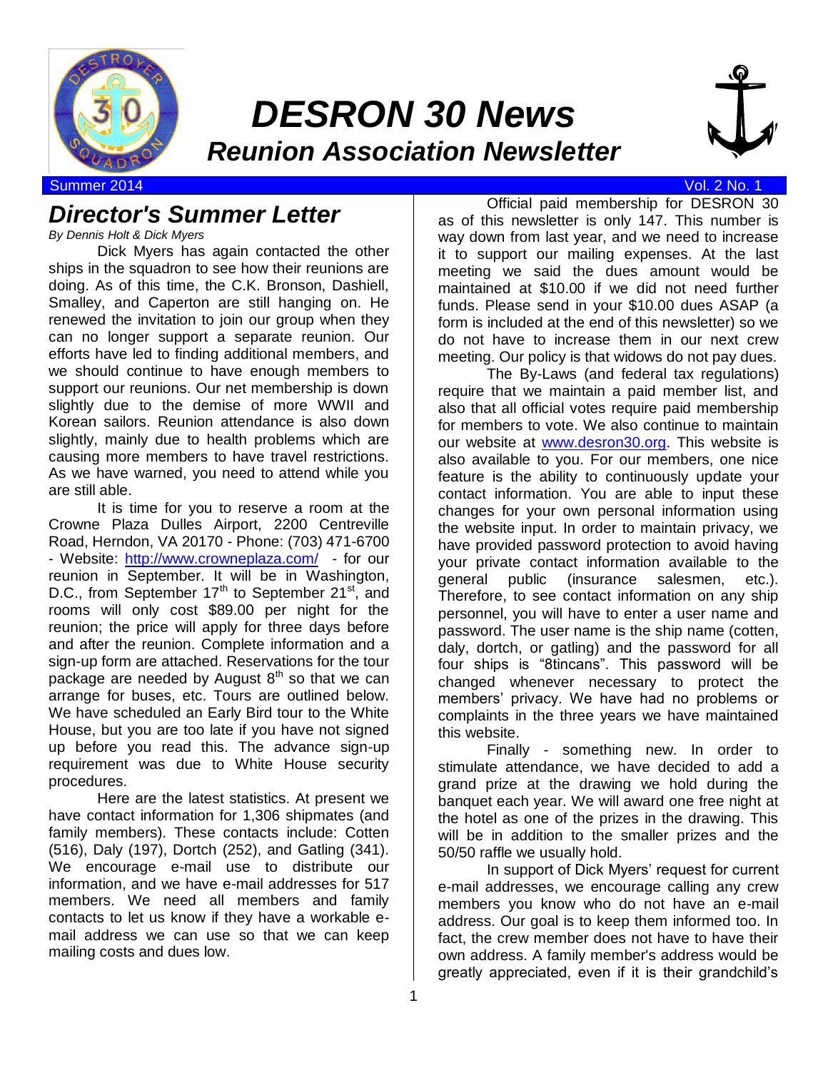# DESRON 30 News

## Reunion Association Newsletter

Summer 2014 Vol. 2 No. 1

## Director's Summer Letter

*By Dennis Holt & Dick Myers*

Dick Myers has again contacted the other ships in the squadron to see how their reunions are doing. As of this time, the C.K. Bronson, Dashiell, Smalley, and Caperton are still hanging on. He renewed the invitation to join our group when they can no longer support a separate reunion. Our efforts have led to finding additional members, and we should continue to have enough members to support our reunions. Our net membership is down slightly due to the demise of more WWII and Korean sailors. Reunion attendance is also down slightly, mainly due to health problems which are causing more members to have travel restrictions. As we have warned, you need to attend while you are still able.

It is time for you to reserve a room at the Crowne Plaza Dulles Airport, 2200 Centreville Road, Herndon, VA 20170 - Phone: (703) 471-6700 - Website: http://www.crowneplaza.com/ - for our reunion in September. It will be in Washington, D.C., from September 17th to September 21st, and rooms will only cost $89.00 per night for the reunion; the price will apply for three days before and after the reunion. Complete information and a sign-up form are attached. Reservations for the tour package are needed by August 8th so that we can arrange for buses, etc. Tours are outlined below. We have scheduled an Early Bird tour to the White House, but you are too late if you have not signed up before you read this. The advance sign-up requirement was due to White House security procedures.

Here are the latest statistics. At present we have contact information for 1,306 shipmates (and family members). These contacts include: Cotten (516), Daly (197), Dortch (252), and Gatling (341). We encourage e-mail use to distribute our information, and we have e-mail addresses for 517 members. We need all members and family contacts to let us know if they have a workable e-mail address we can use so that we can keep mailing costs and dues low.

Official paid membership for DESRON 30 as of this newsletter is only 147. This number is way down from last year, and we need to increase it to support our mailing expenses. At the last meeting we said the dues amount would be maintained at $10.00 if we did not need further funds. Please send in your $10.00 dues ASAP (a form is included at the end of this newsletter) so we do not have to increase them in our next crew meeting. Our policy is that widows do not pay dues.

The By-Laws (and federal tax regulations) require that we maintain a paid member list, and also that all official votes require paid membership for members to vote. We also continue to maintain our website at www.desron30.org. This website is also available to you. For our members, one nice feature is the ability to continuously update your contact information. You are able to input these changes for your own personal information using the website input. In order to maintain privacy, we have provided password protection to avoid having your private contact information available to the general public (insurance salesmen, etc.). Therefore, to see contact information on any ship personnel, you will have to enter a user name and password. The user name is the ship name (cotten, daly, dortch, or gatling) and the password for all four ships is "8tincans". This password will be changed whenever necessary to protect the members' privacy. We have had no problems or complaints in the three years we have maintained this website.

Finally - something new. In order to stimulate attendance, we have decided to add a grand prize at the drawing we hold during the banquet each year. We will award one free night at the hotel as one of the prizes in the drawing. This will be in addition to the smaller prizes and the 50/50 raffle we usually hold.

In support of Dick Myers' request for current e-mail addresses, we encourage calling any crew members you know who do not have an e-mail address. Our goal is to keep them informed too. In fact, the crew member does not have to have their own address. A family member's address would be greatly appreciated, even if it is their grandchild's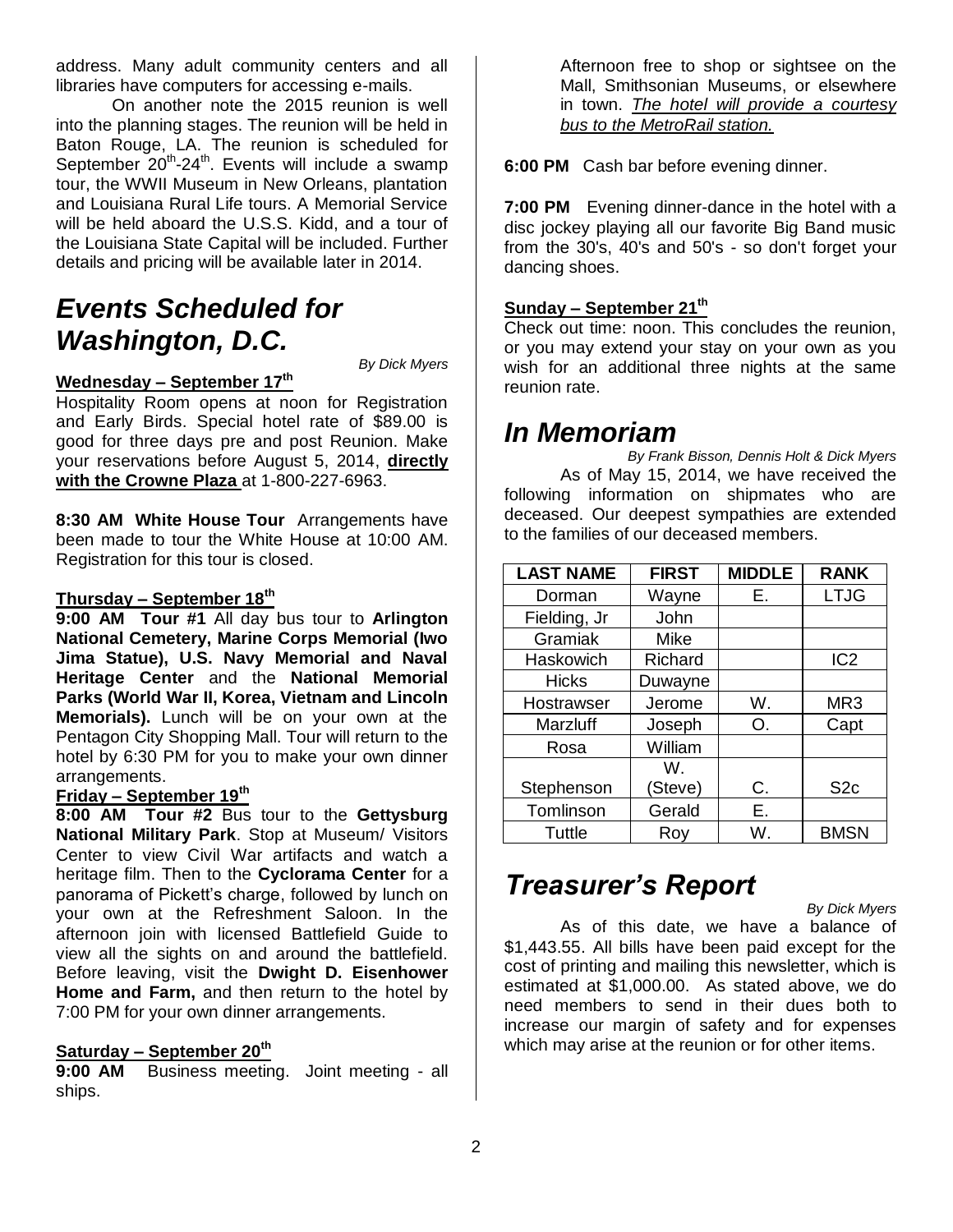address. Many adult community centers and all libraries have computers for accessing e-mails.

On another note the 2015 reunion is well into the planning stages. The reunion will be held in Baton Rouge, LA. The reunion is scheduled for September 20th-24th. Events will include a swamp tour, the WWII Museum in New Orleans, plantation and Louisiana Rural Life tours. A Memorial Service will be held aboard the U.S.S. Kidd, and a tour of the Louisiana State Capital will be included. Further details and pricing will be available later in 2014.

# *Events Scheduled for Washington, D.C.*

*By Dick Myers*

**Wednesday – September 17th**

Hospitality Room opens at noon for Registration and Early Birds. Special hotel rate of $89.00 is good for three days pre and post Reunion. Make your reservations before August 5, 2014, **directly with the Crowne Plaza** at 1-800-227-6963.

**8:30 AM White House Tour** Arrangements have been made to tour the White House at 10:00 AM. Registration for this tour is closed.

**Thursday – September 18th**

**9:00 AM Tour #1** All day bus tour to **Arlington National Cemetery, Marine Corps Memorial (Iwo Jima Statue), U.S. Navy Memorial and Naval Heritage Center** and the **National Memorial Parks (World War II, Korea, Vietnam and Lincoln Memorials).** Lunch will be on your own at the Pentagon City Shopping Mall. Tour will return to the hotel by 6:30 PM for you to make your own dinner arrangements.

**Friday – September 19th**

**8:00 AM Tour #2** Bus tour to the **Gettysburg National Military Park**. Stop at Museum/ Visitors Center to view Civil War artifacts and watch a heritage film. Then to the **Cyclorama Center** for a panorama of Pickett's charge, followed by lunch on your own at the Refreshment Saloon. In the afternoon join with licensed Battlefield Guide to view all the sights on and around the battlefield. Before leaving, visit the **Dwight D. Eisenhower Home and Farm,** and then return to the hotel by 7:00 PM for your own dinner arrangements.

**Saturday – September 20th**

**9:00 AM** Business meeting. Joint meeting - all ships.

Afternoon free to shop or sightsee on the Mall, Smithsonian Museums, or elsewhere in town. ***The hotel will provide a courtesy bus to the MetroRail station.***

**6:00 PM** Cash bar before evening dinner.

**7:00 PM** Evening dinner-dance in the hotel with a disc jockey playing all our favorite Big Band music from the 30's, 40's and 50's - so don't forget your dancing shoes.

**Sunday – September 21th**

Check out time: noon. This concludes the reunion, or you may extend your stay on your own as you wish for an additional three nights at the same reunion rate.

# *In Memoriam*

*By Frank Bisson, Dennis Holt & Dick Myers*

As of May 15, 2014, we have received the following information on shipmates who are deceased. Our deepest sympathies are extended to the families of our deceased members.

| LAST NAME | FIRST | MIDDLE | RANK |
|---|---|---|---|
| Dorman | Wayne | E. | LTJG |
| Fielding, Jr | John | | |
| Gramiak | Mike | | |
| Haskowich | Richard | | IC2 |
| Hicks | Duwayne | | |
| Hostrawser | Jerome | W. | MR3 |
| Marzluff | Joseph | O. | Capt |
| Rosa | William | | |
| Stephenson | W. (Steve) | C. | S2c |
| Tomlinson | Gerald | E. | |
| Tuttle | Roy | W. | BMSN |

# *Treasurer's Report*

*By Dick Myers*

As of this date, we have a balance of $1,443.55. All bills have been paid except for the cost of printing and mailing this newsletter, which is estimated at $1,000.00. As stated above, we do need members to send in their dues both to increase our margin of safety and for expenses which may arise at the reunion or for other items.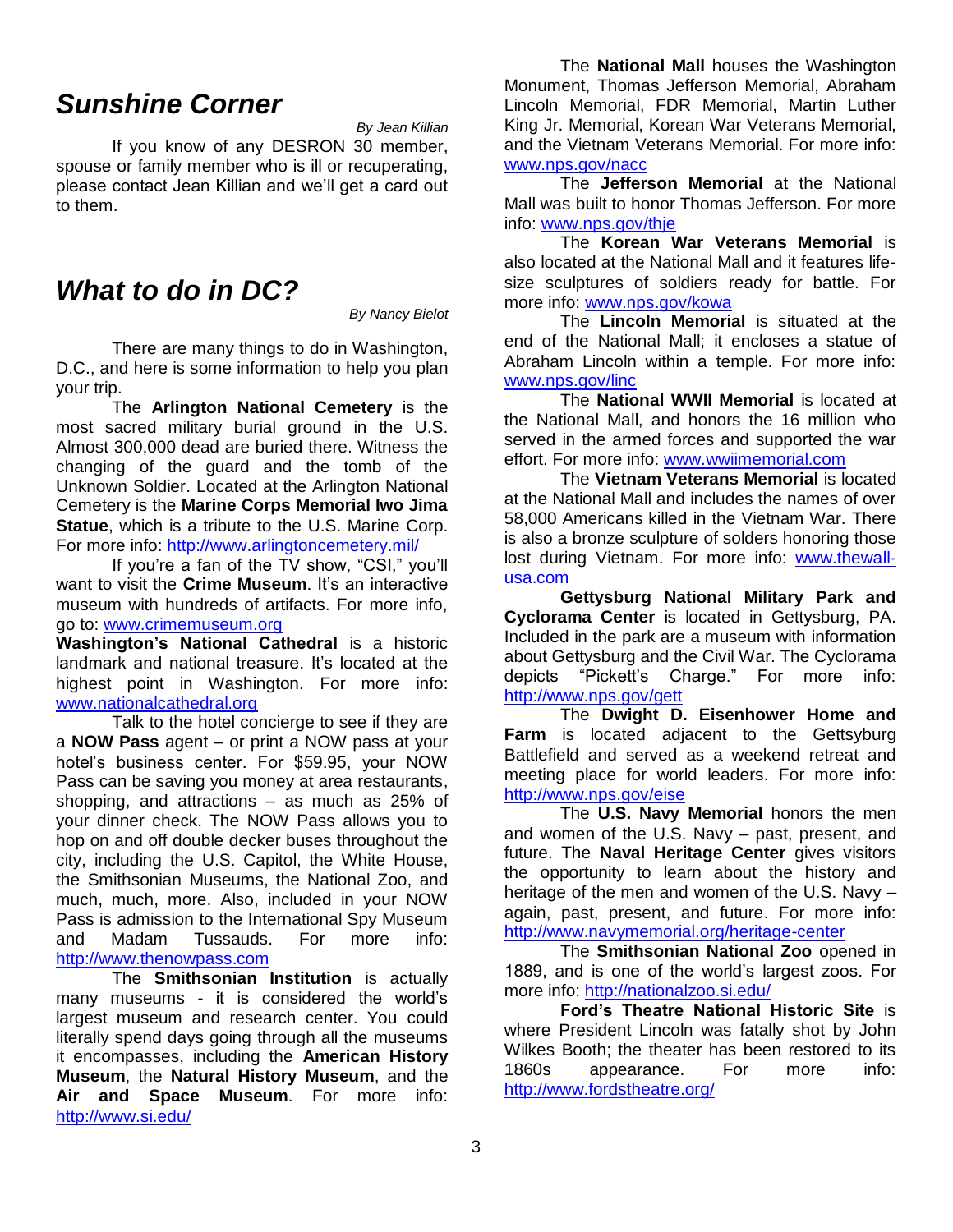## *Sunshine Corner*

*By Jean Killian*

If you know of any DESRON 30 member, spouse or family member who is ill or recuperating, please contact Jean Killian and we'll get a card out to them.

## *What to do in DC?*

*By Nancy Bielot*

There are many things to do in Washington, D.C., and here is some information to help you plan your trip.

The **Arlington National Cemetery** is the most sacred military burial ground in the U.S. Almost 300,000 dead are buried there. Witness the changing of the guard and the tomb of the Unknown Soldier. Located at the Arlington National Cemetery is the **Marine Corps Memorial Iwo Jima Statue**, which is a tribute to the U.S. Marine Corp. For more info: http://www.arlingtoncemetery.mil/

If you're a fan of the TV show, "CSI," you'll want to visit the **Crime Museum**. It's an interactive museum with hundreds of artifacts. For more info, go to: www.crimemuseum.org

**Washington's National Cathedral** is a historic landmark and national treasure. It's located at the highest point in Washington. For more info: www.nationalcathedral.org

Talk to the hotel concierge to see if they are a **NOW Pass** agent – or print a NOW pass at your hotel's business center. For $59.95, your NOW Pass can be saving you money at area restaurants, shopping, and attractions – as much as 25% of your dinner check. The NOW Pass allows you to hop on and off double decker buses throughout the city, including the U.S. Capitol, the White House, the Smithsonian Museums, the National Zoo, and much, much, more. Also, included in your NOW Pass is admission to the International Spy Museum and Madam Tussauds. For more info: http://www.thenowpass.com

The **Smithsonian Institution** is actually many museums - it is considered the world's largest museum and research center. You could literally spend days going through all the museums it encompasses, including the **American History Museum**, the **Natural History Museum**, and the **Air and Space Museum**. For more info: http://www.si.edu/

The **National Mall** houses the Washington Monument, Thomas Jefferson Memorial, Abraham Lincoln Memorial, FDR Memorial, Martin Luther King Jr. Memorial, Korean War Veterans Memorial, and the Vietnam Veterans Memorial. For more info: www.nps.gov/nacc

The **Jefferson Memorial** at the National Mall was built to honor Thomas Jefferson. For more info: www.nps.gov/thje

The **Korean War Veterans Memorial** is also located at the National Mall and it features life-size sculptures of soldiers ready for battle. For more info: www.nps.gov/kowa

The **Lincoln Memorial** is situated at the end of the National Mall; it encloses a statue of Abraham Lincoln within a temple. For more info: www.nps.gov/linc

The **National WWII Memorial** is located at the National Mall, and honors the 16 million who served in the armed forces and supported the war effort. For more info: www.wwiimemorial.com

The **Vietnam Veterans Memorial** is located at the National Mall and includes the names of over 58,000 Americans killed in the Vietnam War. There is also a bronze sculpture of solders honoring those lost during Vietnam. For more info: www.thewall-usa.com

**Gettysburg National Military Park and Cyclorama Center** is located in Gettysburg, PA. Included in the park are a museum with information about Gettysburg and the Civil War. The Cyclorama depicts "Pickett's Charge." For more info: http://www.nps.gov/gett

The **Dwight D. Eisenhower Home and Farm** is located adjacent to the Gettsyburg Battlefield and served as a weekend retreat and meeting place for world leaders. For more info: http://www.nps.gov/eise

The **U.S. Navy Memorial** honors the men and women of the U.S. Navy – past, present, and future. The **Naval Heritage Center** gives visitors the opportunity to learn about the history and heritage of the men and women of the U.S. Navy – again, past, present, and future. For more info: http://www.navymemorial.org/heritage-center

The **Smithsonian National Zoo** opened in 1889, and is one of the world's largest zoos. For more info: http://nationalzoo.si.edu/

**Ford's Theatre National Historic Site** is where President Lincoln was fatally shot by John Wilkes Booth; the theater has been restored to its 1860s appearance. For more info: http://www.fordstheatre.org/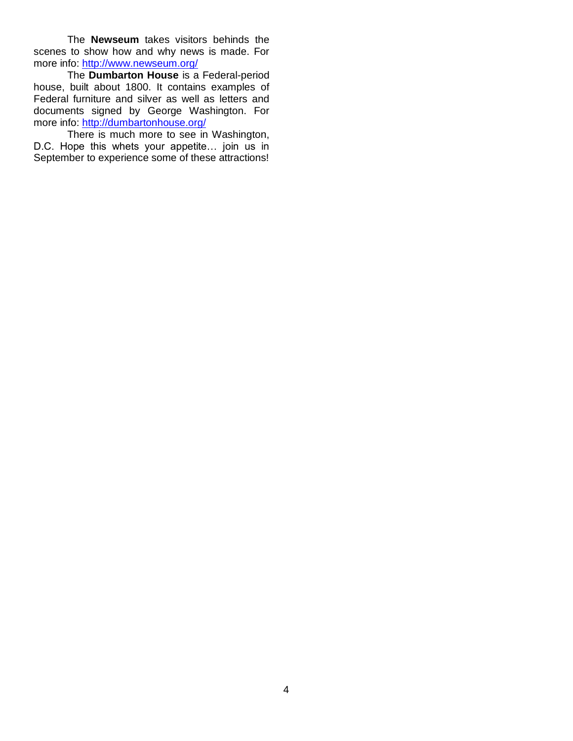The **Newseum** takes visitors behinds the scenes to show how and why news is made. For more info: [http://www.newseum.org/](http://www.newseum.org/)

The **Dumbarton House** is a Federal-period house, built about 1800. It contains examples of Federal furniture and silver as well as letters and documents signed by George Washington. For more info: [http://dumbartonhouse.org/](http://dumbartonhouse.org/)

There is much more to see in Washington, D.C. Hope this whets your appetite… join us in September to experience some of these attractions!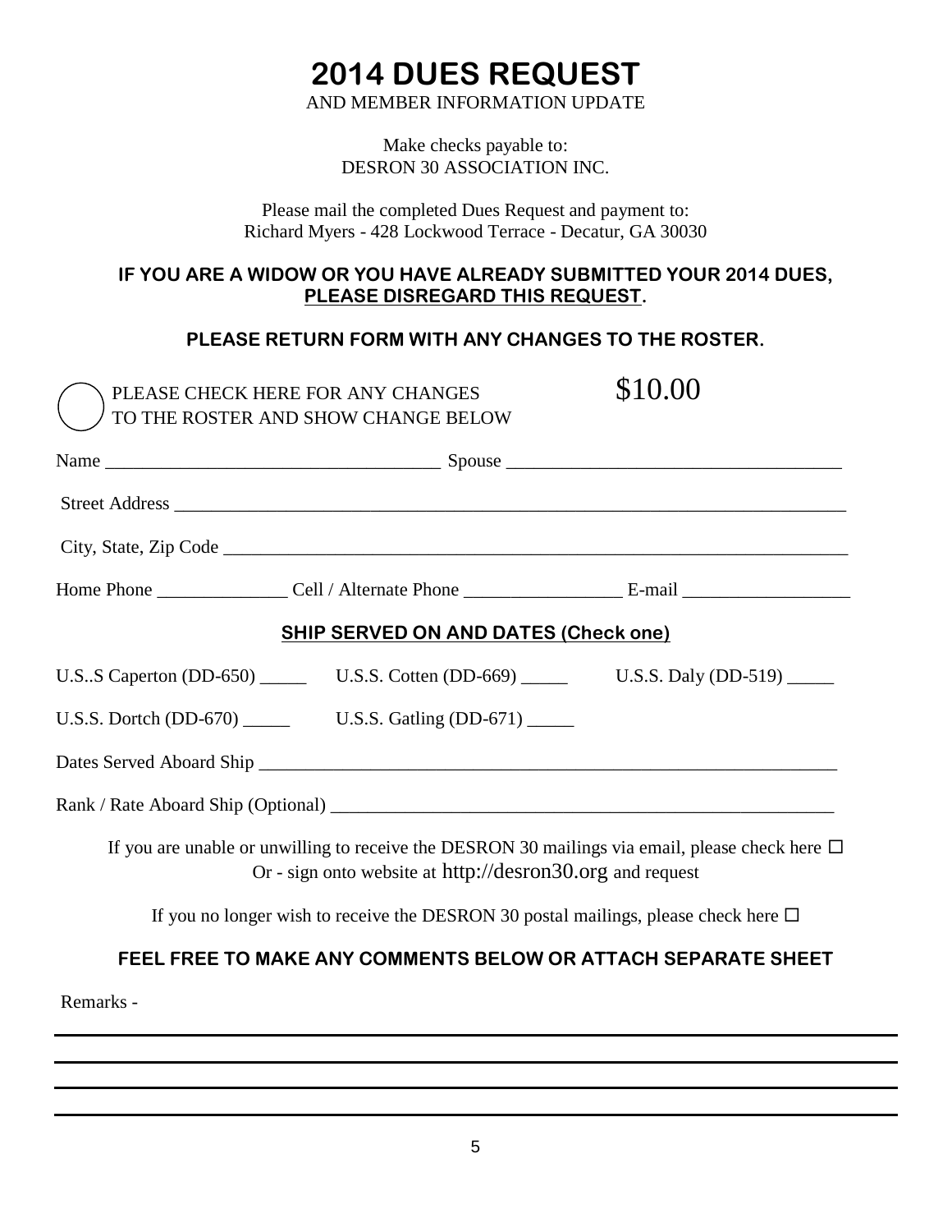# 2014 DUES REQUEST

AND MEMBER INFORMATION UPDATE

Make checks payable to:
DESRON 30 ASSOCIATION INC.

Please mail the completed Dues Request and payment to:
Richard Myers - 428 Lockwood Terrace - Decatur, GA 30030

**IF YOU ARE A WIDOW OR YOU HAVE ALREADY SUBMITTED YOUR 2014 DUES, PLEASE DISREGARD THIS REQUEST.**

**PLEASE RETURN FORM WITH ANY CHANGES TO THE ROSTER.**

○ PLEASE CHECK HERE FOR ANY CHANGES TO THE ROSTER AND SHOW CHANGE BELOW

$10.00

Name ___________________________________ Spouse ___________________________________

Street Address ___________________________________________________________________________

City, State, Zip Code ______________________________________________________________________

Home Phone ______________ Cell / Alternate Phone _________________ E-mail __________________

**SHIP SERVED ON AND DATES (Check one)**

U.S..S Caperton (DD-650) _____ U.S.S. Cotten (DD-669) _____ U.S.S. Daly (DD-519) _____

U.S.S. Dortch (DD-670) _____ U.S.S. Gatling (DD-671) _____

Dates Served Aboard Ship _________________________________________________________________

Rank / Rate Aboard Ship (Optional) _______________________________________________________

If you are unable or unwilling to receive the DESRON 30 mailings via email, please check here ☐
Or - sign onto website at http://desron30.org and request

If you no longer wish to receive the DESRON 30 postal mailings, please check here ☐

**FEEL FREE TO MAKE ANY COMMENTS BELOW OR ATTACH SEPARATE SHEET**

Remarks -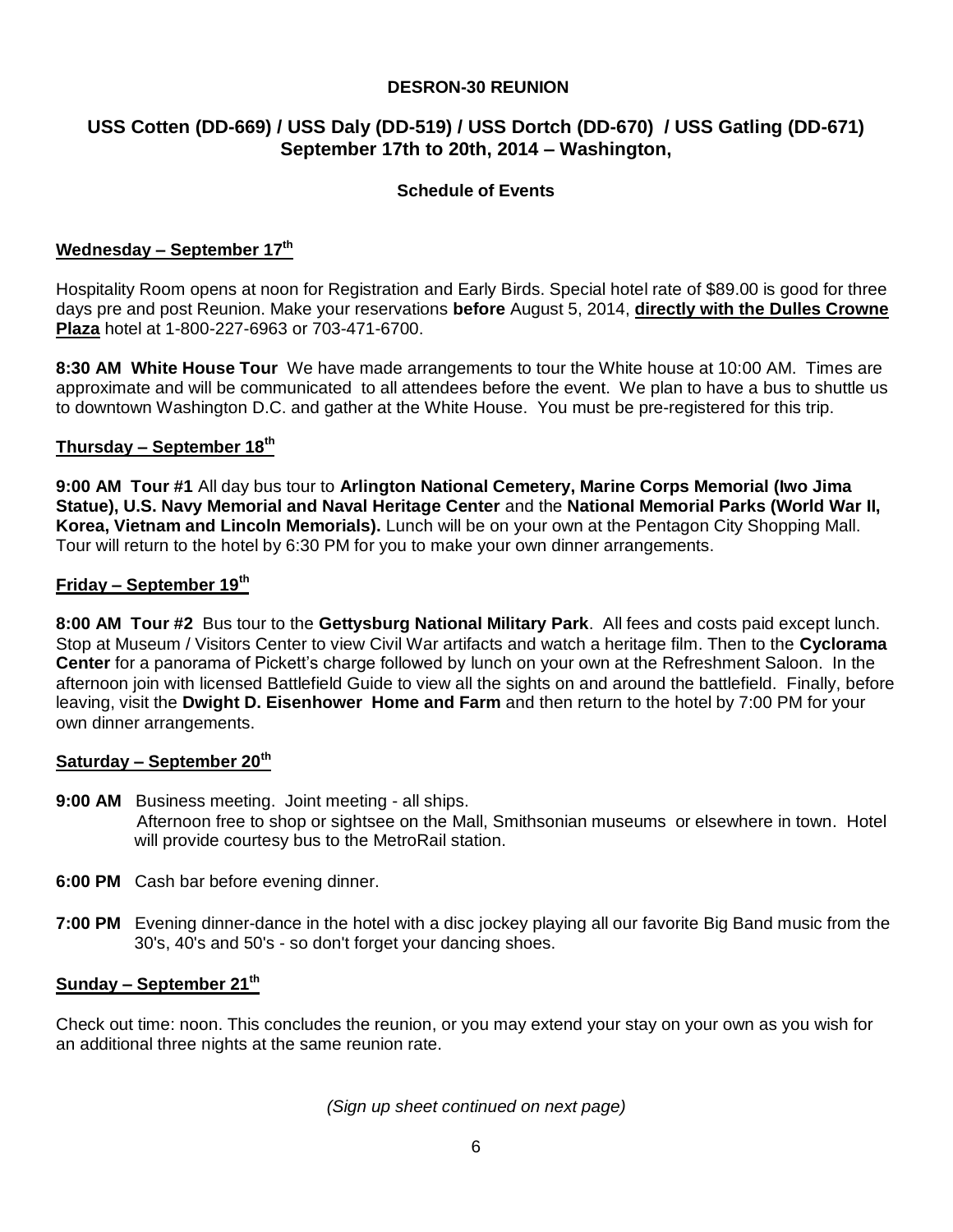**DESRON-30 REUNION**

## USS Cotten (DD-669) / USS Daly (DD-519) / USS Dortch (DD-670) / USS Gatling (DD-671) September 17th to 20th, 2014 – Washington,

**Schedule of Events**

### Wednesday – September 17th

Hospitality Room opens at noon for Registration and Early Birds. Special hotel rate of $89.00 is good for three days pre and post Reunion. Make your reservations **before** August 5, 2014, **directly with the Dulles Crowne Plaza** hotel at 1-800-227-6963 or 703-471-6700.

**8:30 AM White House Tour** We have made arrangements to tour the White house at 10:00 AM. Times are approximate and will be communicated to all attendees before the event. We plan to have a bus to shuttle us to downtown Washington D.C. and gather at the White House. You must be pre-registered for this trip.

### Thursday – September 18th

**9:00 AM Tour #1** All day bus tour to **Arlington National Cemetery, Marine Corps Memorial (Iwo Jima Statue), U.S. Navy Memorial and Naval Heritage Center** and the **National Memorial Parks (World War II, Korea, Vietnam and Lincoln Memorials).** Lunch will be on your own at the Pentagon City Shopping Mall. Tour will return to the hotel by 6:30 PM for you to make your own dinner arrangements.

### Friday – September 19th

**8:00 AM Tour #2** Bus tour to the **Gettysburg National Military Park**. All fees and costs paid except lunch. Stop at Museum / Visitors Center to view Civil War artifacts and watch a heritage film. Then to the **Cyclorama Center** for a panorama of Pickett's charge followed by lunch on your own at the Refreshment Saloon. In the afternoon join with licensed Battlefield Guide to view all the sights on and around the battlefield. Finally, before leaving, visit the **Dwight D. Eisenhower Home and Farm** and then return to the hotel by 7:00 PM for your own dinner arrangements.

### Saturday – September 20th

**9:00 AM** Business meeting. Joint meeting - all ships.
Afternoon free to shop or sightsee on the Mall, Smithsonian museums or elsewhere in town. Hotel will provide courtesy bus to the MetroRail station.

**6:00 PM** Cash bar before evening dinner.

**7:00 PM** Evening dinner-dance in the hotel with a disc jockey playing all our favorite Big Band music from the 30's, 40's and 50's - so don't forget your dancing shoes.

### Sunday – September 21th

Check out time: noon. This concludes the reunion, or you may extend your stay on your own as you wish for an additional three nights at the same reunion rate.

*(Sign up sheet continued on next page)*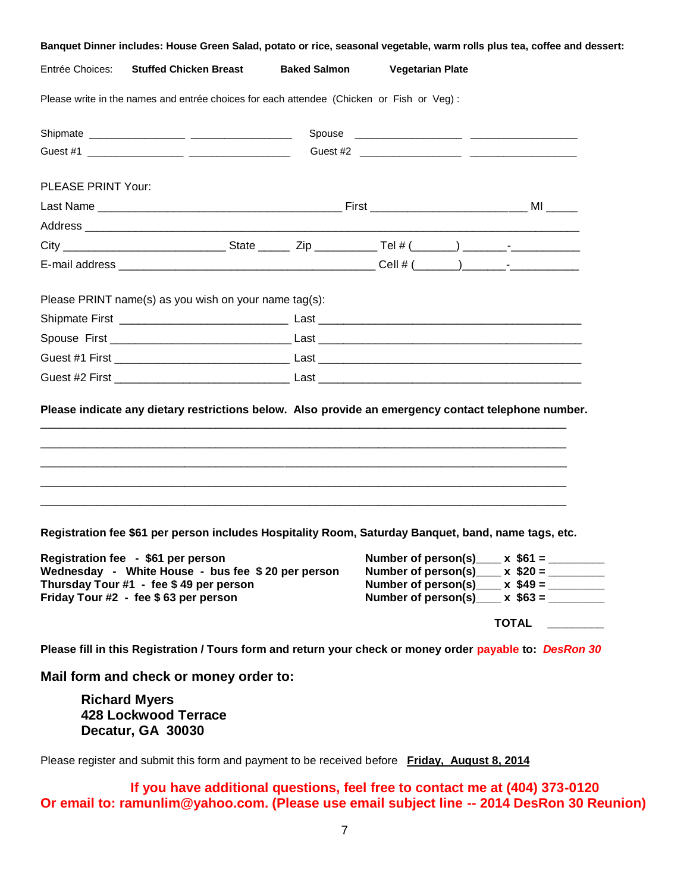**Banquet Dinner includes: House Green Salad, potato or rice, seasonal vegetable, warm rolls plus tea, coffee and dessert:**

Entrée Choices: **Stuffed Chicken Breast** **Baked Salmon** **Vegetarian Plate**

Please write in the names and entrée choices for each attendee (Chicken or Fish or Veg) :

Shipmate ________________ ________________ Spouse ________________ ________________

Guest #1 ________________ ________________ Guest #2 ________________ ________________

PLEASE PRINT Your:

Last Name ______________________________________ First ______________________ MI _____

Address ____________________________________________________________________________

City _________________________ State _____ Zip __________ Tel # (_______) _______-___________

E-mail address ________________________________________ Cell # (_______)_______-___________

Please PRINT name(s) as you wish on your name tag(s):

Shipmate First __________________________ Last _________________________________________

Spouse First ____________________________ Last _________________________________________

Guest #1 First ___________________________ Last _________________________________________

Guest #2 First ___________________________ Last _________________________________________

**Please indicate any dietary restrictions below. Also provide an emergency contact telephone number.**

_________________________________________________________________________________

_________________________________________________________________________________

_________________________________________________________________________________

_________________________________________________________________________________

_________________________________________________________________________________

**Registration fee $61 per person includes Hospitality Room, Saturday Banquet, band, name tags, etc.**

| | |
|---|---|
| **Registration fee - $61 per person** | **Number of person(s)____ x $61 = _________** |
| **Wednesday - White House - bus fee $ 20 per person** | **Number of person(s)____ x $20 = _________** |
| **Thursday Tour #1 - fee $ 49 per person** | **Number of person(s)____ x $49 = _________** |
| **Friday Tour #2 - fee $ 63 per person** | **Number of person(s)____ x $63 = _________** |
| | **TOTAL _________** |

**Please fill in this Registration / Tours form and return your check or money order payable to: *DesRon 30***

**Mail form and check or money order to:**

**Richard Myers**
**428 Lockwood Terrace**
**Decatur, GA 30030**

Please register and submit this form and payment to be received before **Friday, August 8, 2014**

**If you have additional questions, feel free to contact me at (404) 373-0120**
**Or email to: ramunlim@yahoo.com. (Please use email subject line -- 2014 DesRon 30 Reunion)**